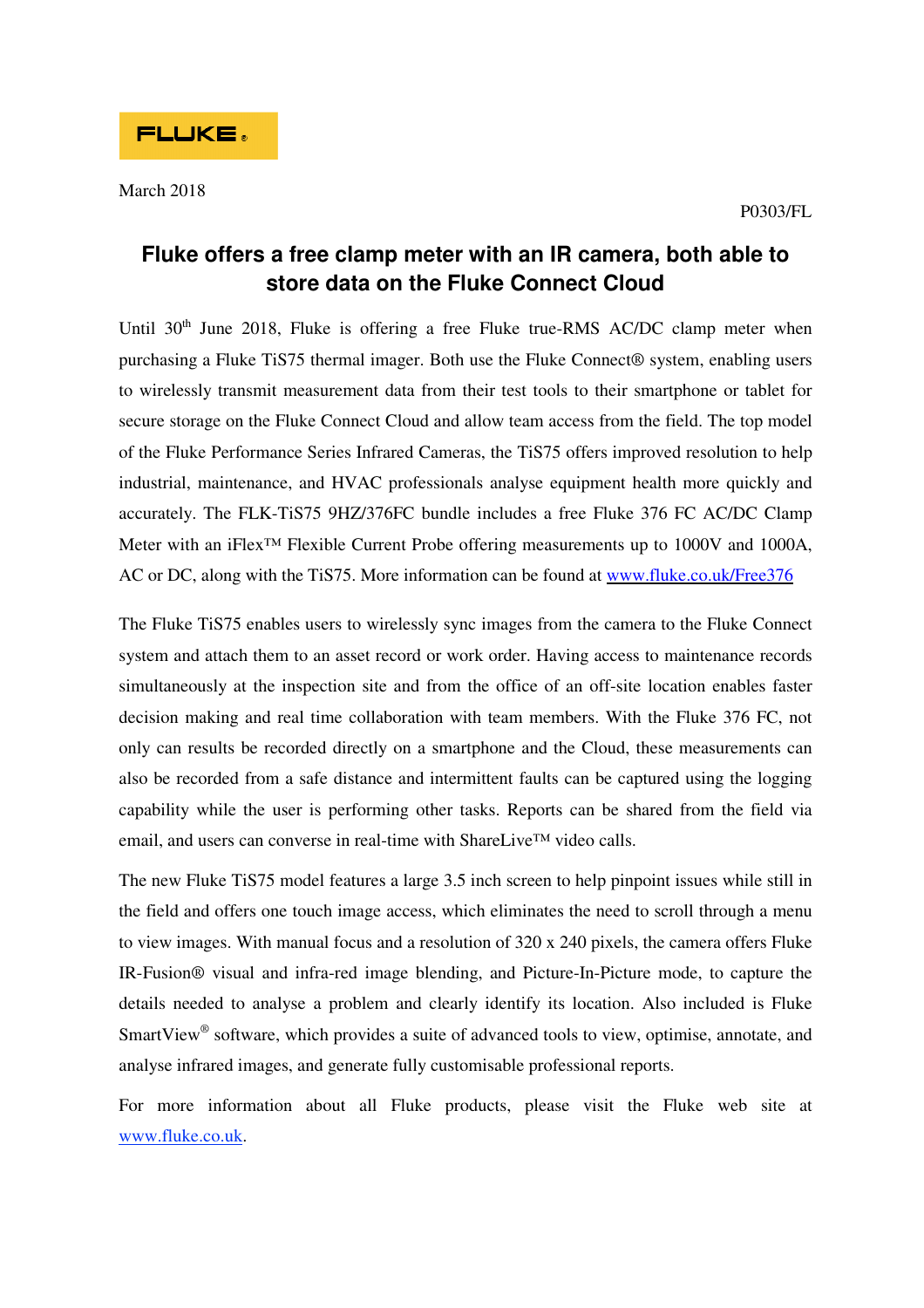FLUKE®

March 2018

P0303/FL

# Fluke offers a free clamp meter with an IR camera, both able to store data on the Fluke Connect Cloud

Until 30th June 2018, Fluke is offering a free Fluke true-RMS AC/DC clamp meter when purchasing a Fluke TiS75 thermal imager. Both use the Fluke Connect® system, enabling users to wirelessly transmit measurement data from their test tools to their smartphone or tablet for secure storage on the Fluke Connect Cloud and allow team access from the field. The top model of the Fluke Performance Series Infrared Cameras, the TiS75 offers improved resolution to help industrial, maintenance, and HVAC professionals analyse equipment health more quickly and accurately. The FLK-TiS75 9HZ/376FC bundle includes a free Fluke 376 FC AC/DC Clamp Meter with an iFlex™ Flexible Current Probe offering measurements up to 1000V and 1000A, AC or DC, along with the TiS75. More information can be found at www.fluke.co.uk/Free376

The Fluke TiS75 enables users to wirelessly sync images from the camera to the Fluke Connect system and attach them to an asset record or work order. Having access to maintenance records simultaneously at the inspection site and from the office of an off-site location enables faster decision making and real time collaboration with team members. With the Fluke 376 FC, not only can results be recorded directly on a smartphone and the Cloud, these measurements can also be recorded from a safe distance and intermittent faults can be captured using the logging capability while the user is performing other tasks. Reports can be shared from the field via email, and users can converse in real-time with ShareLive™ video calls.

The new Fluke TiS75 model features a large 3.5 inch screen to help pinpoint issues while still in the field and offers one touch image access, which eliminates the need to scroll through a menu to view images. With manual focus and a resolution of 320 x 240 pixels, the camera offers Fluke IR-Fusion® visual and infra-red image blending, and Picture-In-Picture mode, to capture the details needed to analyse a problem and clearly identify its location. Also included is Fluke SmartView® software, which provides a suite of advanced tools to view, optimise, annotate, and analyse infrared images, and generate fully customisable professional reports.

For more information about all Fluke products, please visit the Fluke web site at www.fluke.co.uk.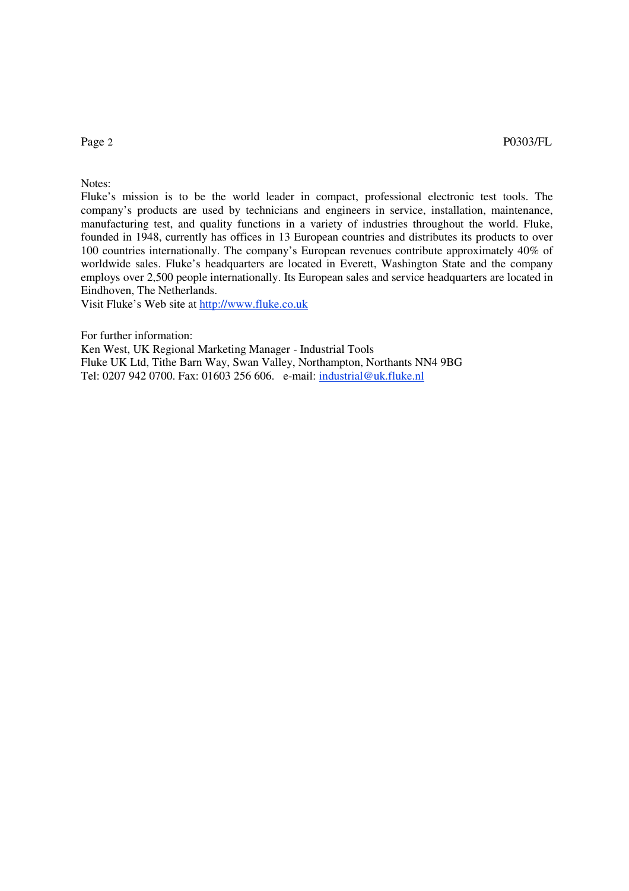Notes:

Fluke's mission is to be the world leader in compact, professional electronic test tools. The company's products are used by technicians and engineers in service, installation, maintenance, manufacturing test, and quality functions in a variety of industries throughout the world. Fluke, founded in 1948, currently has offices in 13 European countries and distributes its products to over 100 countries internationally. The company's European revenues contribute approximately 40% of worldwide sales. Fluke's headquarters are located in Everett, Washington State and the company employs over 2,500 people internationally. Its European sales and service headquarters are located in Eindhoven, The Netherlands.

Visit Fluke's Web site at http://www.fluke.co.uk

For further information:

Ken West, UK Regional Marketing Manager - Industrial Tools

Fluke UK Ltd, Tithe Barn Way, Swan Valley, Northampton, Northants NN4 9BG

Tel: 0207 942 0700. Fax: 01603 256 606. e-mail: industrial@uk.fluke.nl